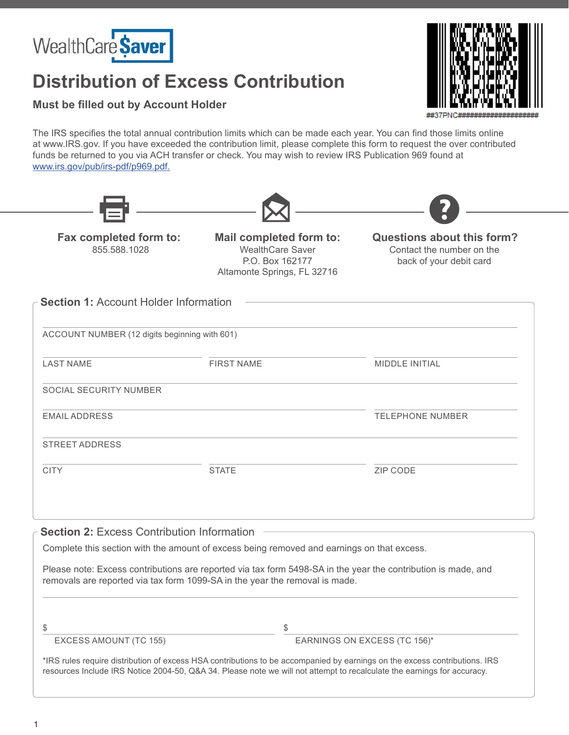WealthCare Saver

# Distribution of Excess Contribution

**Must be filled out by Account Holder**

##37PNC####################

The IRS specifies the total annual contribution limits which can be made each year. You can find those limits online at www.IRS.gov. If you have exceeded the contribution limit, please complete this form to request the over contributed funds be returned to you via ACH transfer or check. You may wish to review IRS Publication 969 found at www.irs.gov/pub/irs-pdf/p969.pdf.

**Fax completed form to:**
855.588.1028

**Mail completed form to:**
WealthCare Saver
P.O. Box 162177
Altamonte Springs, FL 32716

**Questions about this form?**
Contact the number on the back of your debit card

## Section 1: Account Holder Information

ACCOUNT NUMBER (12 digits beginning with 601)

| LAST NAME | FIRST NAME | MIDDLE INITIAL |
|---|---|---|
| | | |

SOCIAL SECURITY NUMBER

| EMAIL ADDRESS | TELEPHONE NUMBER |
|---|---|
| | |

STREET ADDRESS

| CITY | STATE | ZIP CODE |
|---|---|---|
| | | |

## Section 2: Excess Contribution Information

Complete this section with the amount of excess being removed and earnings on that excess.

Please note: Excess contributions are reported via tax form 5498-SA in the year the contribution is made, and removals are reported via tax form 1099-SA in the year the removal is made.

| $ | $ |
|---|---|
| EXCESS AMOUNT (TC 155) | EARNINGS ON EXCESS (TC 156)* |

*IRS rules require distribution of excess HSA contributions to be accompanied by earnings on the excess contributions. IRS resources Include IRS Notice 2004-50, Q&A 34. Please note we will not attempt to recalculate the earnings for accuracy.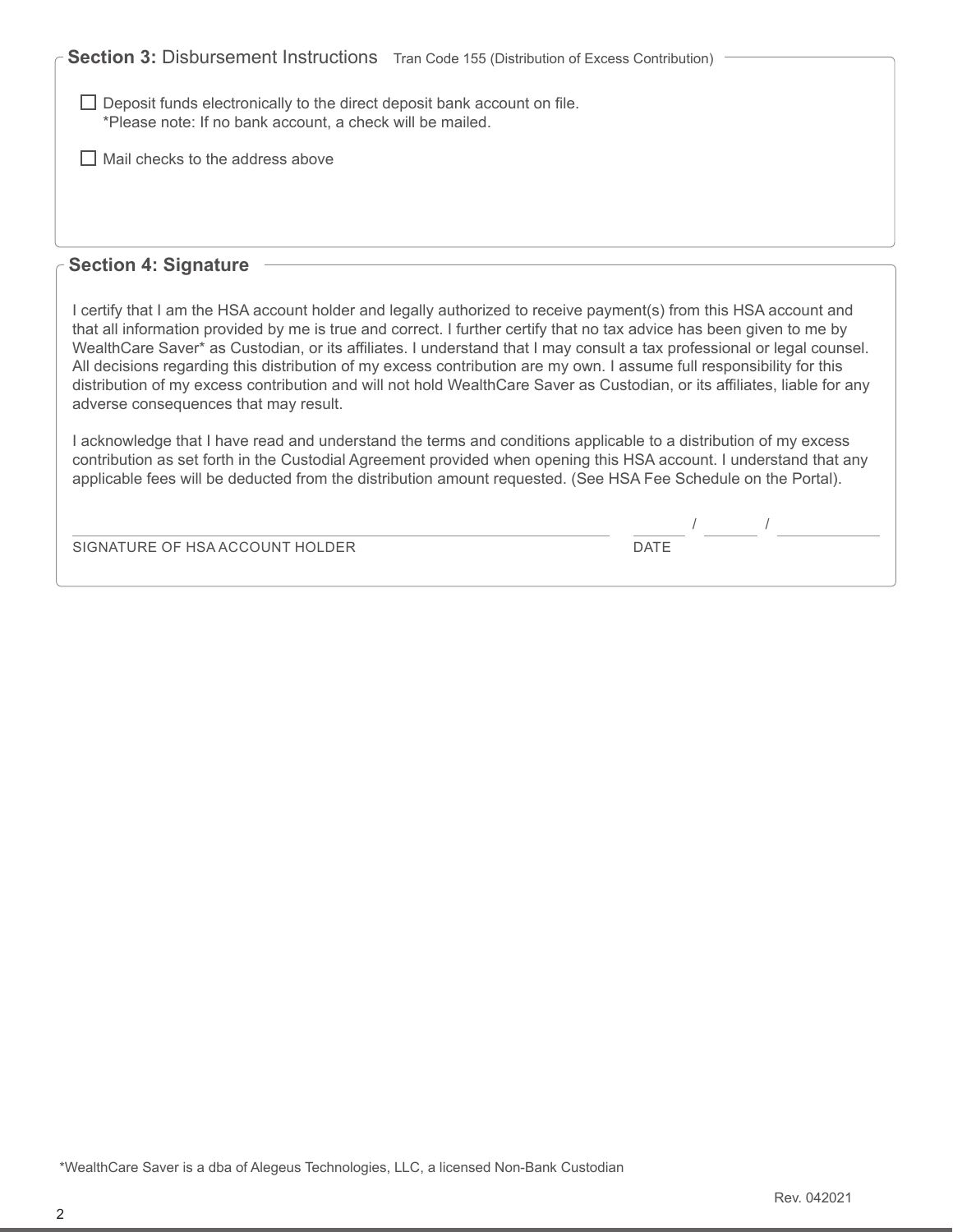## Section 3: Disbursement Instructions

Tran Code 155 (Distribution of Excess Contribution)

☐ Deposit funds electronically to the direct deposit bank account on file.
*Please note: If no bank account, a check will be mailed.

☐ Mail checks to the address above

## Section 4: Signature

I certify that I am the HSA account holder and legally authorized to receive payment(s) from this HSA account and that all information provided by me is true and correct. I further certify that no tax advice has been given to me by WealthCare Saver* as Custodian, or its affiliates. I understand that I may consult a tax professional or legal counsel. All decisions regarding this distribution of my excess contribution are my own. I assume full responsibility for this distribution of my excess contribution and will not hold WealthCare Saver as Custodian, or its affiliates, liable for any adverse consequences that may result.

I acknowledge that I have read and understand the terms and conditions applicable to a distribution of my excess contribution as set forth in the Custodial Agreement provided when opening this HSA account. I understand that any applicable fees will be deducted from the distribution amount requested. (See HSA Fee Schedule on the Portal).

______________________________________________ ______ / ______ / __________

SIGNATURE OF HSA ACCOUNT HOLDER DATE

*WealthCare Saver is a dba of Alegeus Technologies, LLC, a licensed Non-Bank Custodian

Rev. 042021